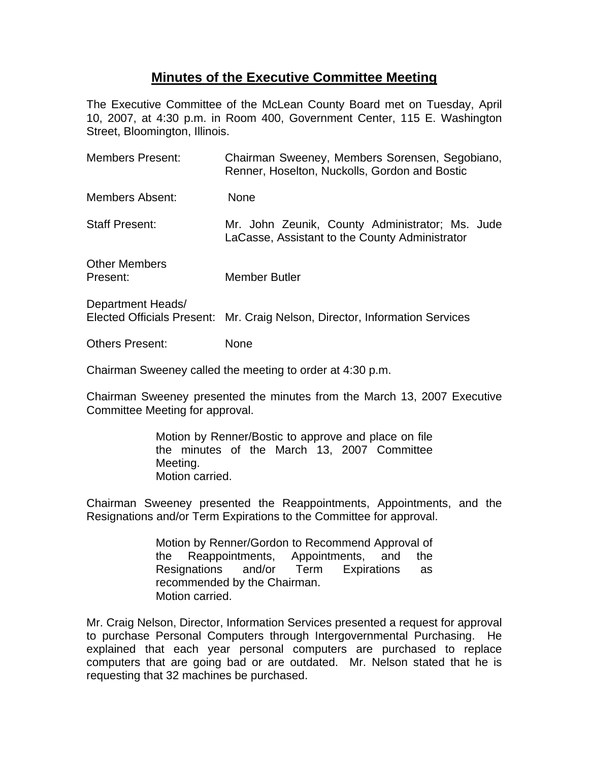# Minutes of the Executive Committee Meeting

The Executive Committee of the McLean County Board met on Tuesday, April 10, 2007, at 4:30 p.m. in Room 400, Government Center, 115 E. Washington Street, Bloomington, Illinois.

| | |
|---|---|
| Members Present: | Chairman Sweeney, Members Sorensen, Segobiano, Renner, Hoselton, Nuckolls, Gordon and Bostic |
| Members Absent: | None |
| Staff Present: | Mr. John Zeunik, County Administrator; Ms. Jude LaCasse, Assistant to the County Administrator |
| Other Members Present: | Member Butler |
| Department Heads/ Elected Officials Present: | Mr. Craig Nelson, Director, Information Services |
| Others Present: | None |

Chairman Sweeney called the meeting to order at 4:30 p.m.

Chairman Sweeney presented the minutes from the March 13, 2007 Executive Committee Meeting for approval.

> Motion by Renner/Bostic to approve and place on file the minutes of the March 13, 2007 Committee Meeting.
> Motion carried.

Chairman Sweeney presented the Reappointments, Appointments, and the Resignations and/or Term Expirations to the Committee for approval.

> Motion by Renner/Gordon to Recommend Approval of the Reappointments, Appointments, and the Resignations and/or Term Expirations as recommended by the Chairman.
> Motion carried.

Mr. Craig Nelson, Director, Information Services presented a request for approval to purchase Personal Computers through Intergovernmental Purchasing. He explained that each year personal computers are purchased to replace computers that are going bad or are outdated. Mr. Nelson stated that he is requesting that 32 machines be purchased.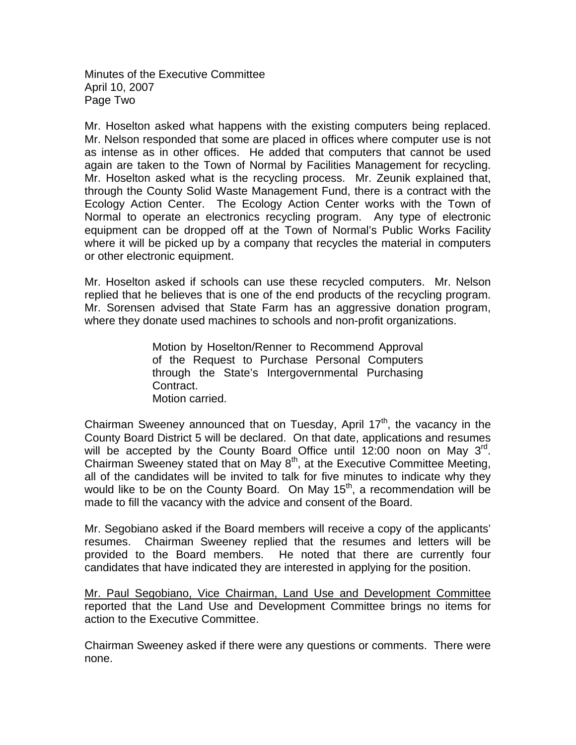Mr. Hoselton asked what happens with the existing computers being replaced. Mr. Nelson responded that some are placed in offices where computer use is not as intense as in other offices. He added that computers that cannot be used again are taken to the Town of Normal by Facilities Management for recycling. Mr. Hoselton asked what is the recycling process. Mr. Zeunik explained that, through the County Solid Waste Management Fund, there is a contract with the Ecology Action Center. The Ecology Action Center works with the Town of Normal to operate an electronics recycling program. Any type of electronic equipment can be dropped off at the Town of Normal's Public Works Facility where it will be picked up by a company that recycles the material in computers or other electronic equipment.

Mr. Hoselton asked if schools can use these recycled computers. Mr. Nelson replied that he believes that is one of the end products of the recycling program. Mr. Sorensen advised that State Farm has an aggressive donation program, where they donate used machines to schools and non-profit organizations.

> Motion by Hoselton/Renner to Recommend Approval of the Request to Purchase Personal Computers through the State's Intergovernmental Purchasing Contract.
> Motion carried.

Chairman Sweeney announced that on Tuesday, April 17th, the vacancy in the County Board District 5 will be declared. On that date, applications and resumes will be accepted by the County Board Office until 12:00 noon on May 3rd. Chairman Sweeney stated that on May 8th, at the Executive Committee Meeting, all of the candidates will be invited to talk for five minutes to indicate why they would like to be on the County Board. On May 15th, a recommendation will be made to fill the vacancy with the advice and consent of the Board.

Mr. Segobiano asked if the Board members will receive a copy of the applicants' resumes. Chairman Sweeney replied that the resumes and letters will be provided to the Board members. He noted that there are currently four candidates that have indicated they are interested in applying for the position.

<u>Mr. Paul Segobiano, Vice Chairman, Land Use and Development Committee</u> reported that the Land Use and Development Committee brings no items for action to the Executive Committee.

Chairman Sweeney asked if there were any questions or comments. There were none.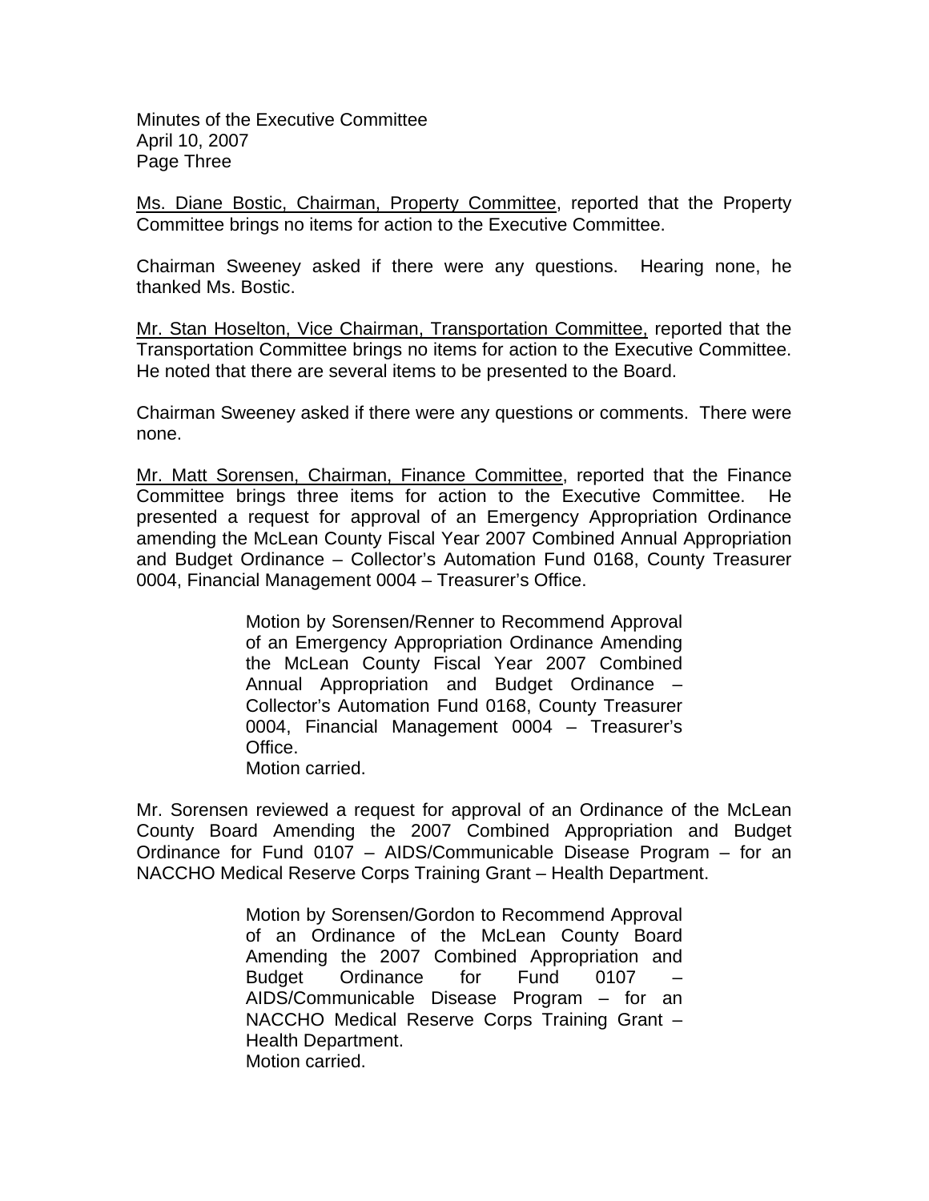Minutes of the Executive Committee
April 10, 2007
Page Three

<u>Ms. Diane Bostic, Chairman, Property Committee</u>, reported that the Property Committee brings no items for action to the Executive Committee.

Chairman Sweeney asked if there were any questions. Hearing none, he thanked Ms. Bostic.

<u>Mr. Stan Hoselton, Vice Chairman, Transportation Committee,</u> reported that the Transportation Committee brings no items for action to the Executive Committee. He noted that there are several items to be presented to the Board.

Chairman Sweeney asked if there were any questions or comments. There were none.

<u>Mr. Matt Sorensen, Chairman, Finance Committee</u>, reported that the Finance Committee brings three items for action to the Executive Committee. He presented a request for approval of an Emergency Appropriation Ordinance amending the McLean County Fiscal Year 2007 Combined Annual Appropriation and Budget Ordinance – Collector's Automation Fund 0168, County Treasurer 0004, Financial Management 0004 – Treasurer's Office.

> Motion by Sorensen/Renner to Recommend Approval of an Emergency Appropriation Ordinance Amending the McLean County Fiscal Year 2007 Combined Annual Appropriation and Budget Ordinance – Collector's Automation Fund 0168, County Treasurer 0004, Financial Management 0004 – Treasurer's Office.
> Motion carried.

Mr. Sorensen reviewed a request for approval of an Ordinance of the McLean County Board Amending the 2007 Combined Appropriation and Budget Ordinance for Fund 0107 – AIDS/Communicable Disease Program – for an NACCHO Medical Reserve Corps Training Grant – Health Department.

> Motion by Sorensen/Gordon to Recommend Approval of an Ordinance of the McLean County Board Amending the 2007 Combined Appropriation and Budget Ordinance for Fund 0107 – AIDS/Communicable Disease Program – for an NACCHO Medical Reserve Corps Training Grant – Health Department.
> Motion carried.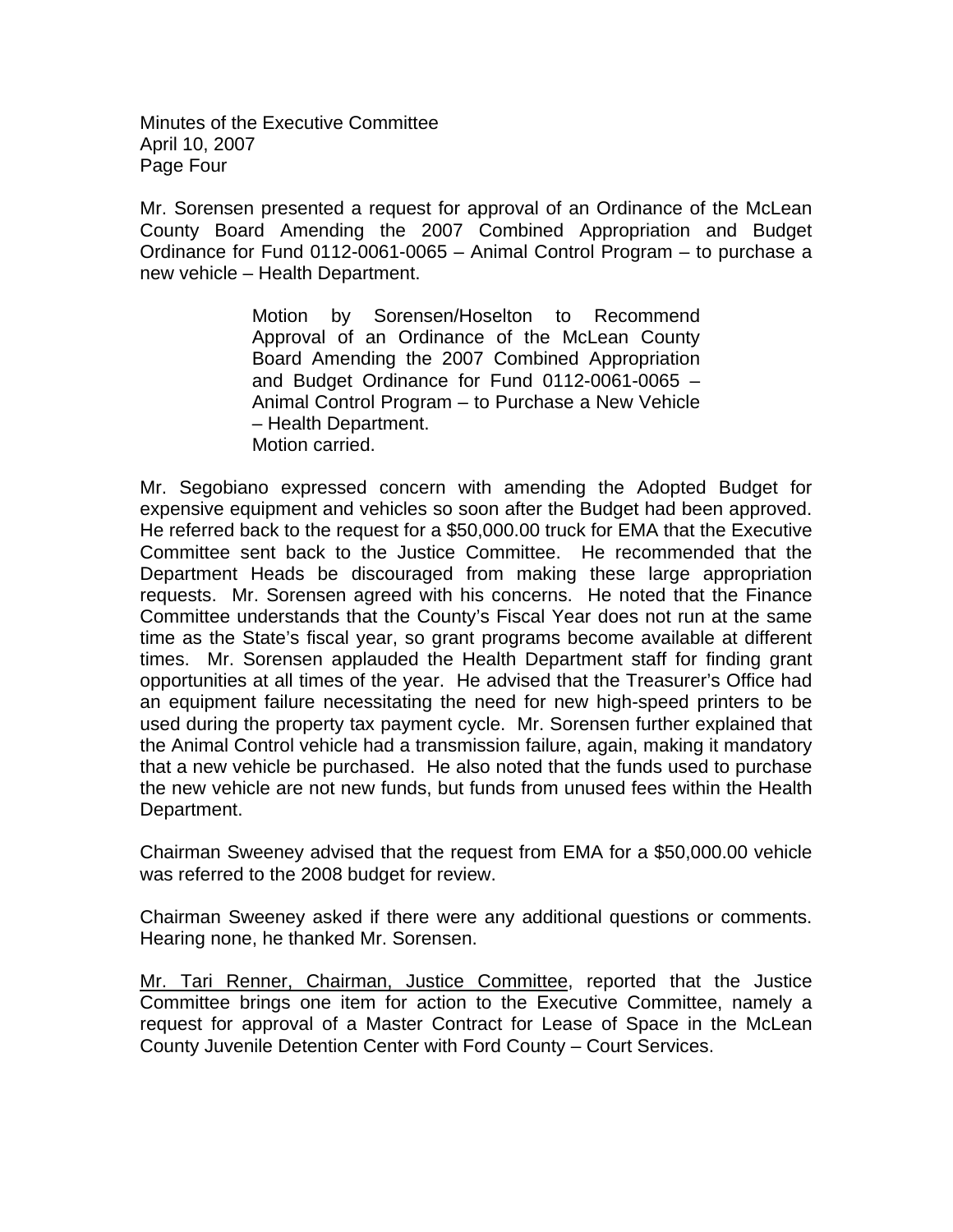Mr. Sorensen presented a request for approval of an Ordinance of the McLean County Board Amending the 2007 Combined Appropriation and Budget Ordinance for Fund 0112-0061-0065 – Animal Control Program – to purchase a new vehicle – Health Department.

> Motion by Sorensen/Hoselton to Recommend Approval of an Ordinance of the McLean County Board Amending the 2007 Combined Appropriation and Budget Ordinance for Fund 0112-0061-0065 – Animal Control Program – to Purchase a New Vehicle – Health Department.
> Motion carried.

Mr. Segobiano expressed concern with amending the Adopted Budget for expensive equipment and vehicles so soon after the Budget had been approved. He referred back to the request for a $50,000.00 truck for EMA that the Executive Committee sent back to the Justice Committee. He recommended that the Department Heads be discouraged from making these large appropriation requests. Mr. Sorensen agreed with his concerns. He noted that the Finance Committee understands that the County's Fiscal Year does not run at the same time as the State's fiscal year, so grant programs become available at different times. Mr. Sorensen applauded the Health Department staff for finding grant opportunities at all times of the year. He advised that the Treasurer's Office had an equipment failure necessitating the need for new high-speed printers to be used during the property tax payment cycle. Mr. Sorensen further explained that the Animal Control vehicle had a transmission failure, again, making it mandatory that a new vehicle be purchased. He also noted that the funds used to purchase the new vehicle are not new funds, but funds from unused fees within the Health Department.

Chairman Sweeney advised that the request from EMA for a $50,000.00 vehicle was referred to the 2008 budget for review.

Chairman Sweeney asked if there were any additional questions or comments. Hearing none, he thanked Mr. Sorensen.

<u>Mr. Tari Renner, Chairman, Justice Committee</u>, reported that the Justice Committee brings one item for action to the Executive Committee, namely a request for approval of a Master Contract for Lease of Space in the McLean County Juvenile Detention Center with Ford County – Court Services.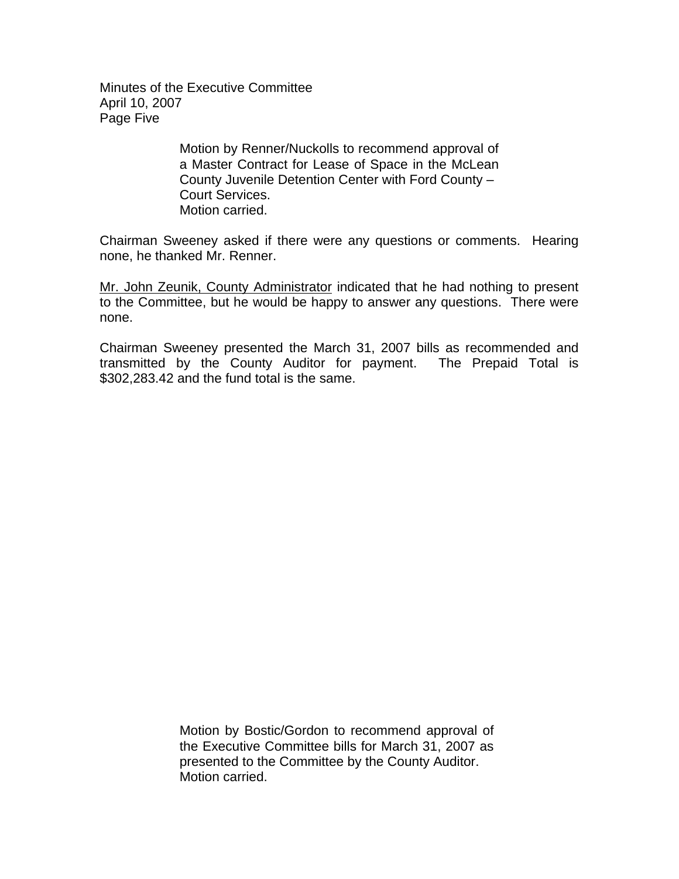Motion by Renner/Nuckolls to recommend approval of a Master Contract for Lease of Space in the McLean County Juvenile Detention Center with Ford County – Court Services.
Motion carried.

Chairman Sweeney asked if there were any questions or comments. Hearing none, he thanked Mr. Renner.

Mr. John Zeunik, County Administrator indicated that he had nothing to present to the Committee, but he would be happy to answer any questions. There were none.

Chairman Sweeney presented the March 31, 2007 bills as recommended and transmitted by the County Auditor for payment. The Prepaid Total is $302,283.42 and the fund total is the same.

Motion by Bostic/Gordon to recommend approval of the Executive Committee bills for March 31, 2007 as presented to the Committee by the County Auditor.
Motion carried.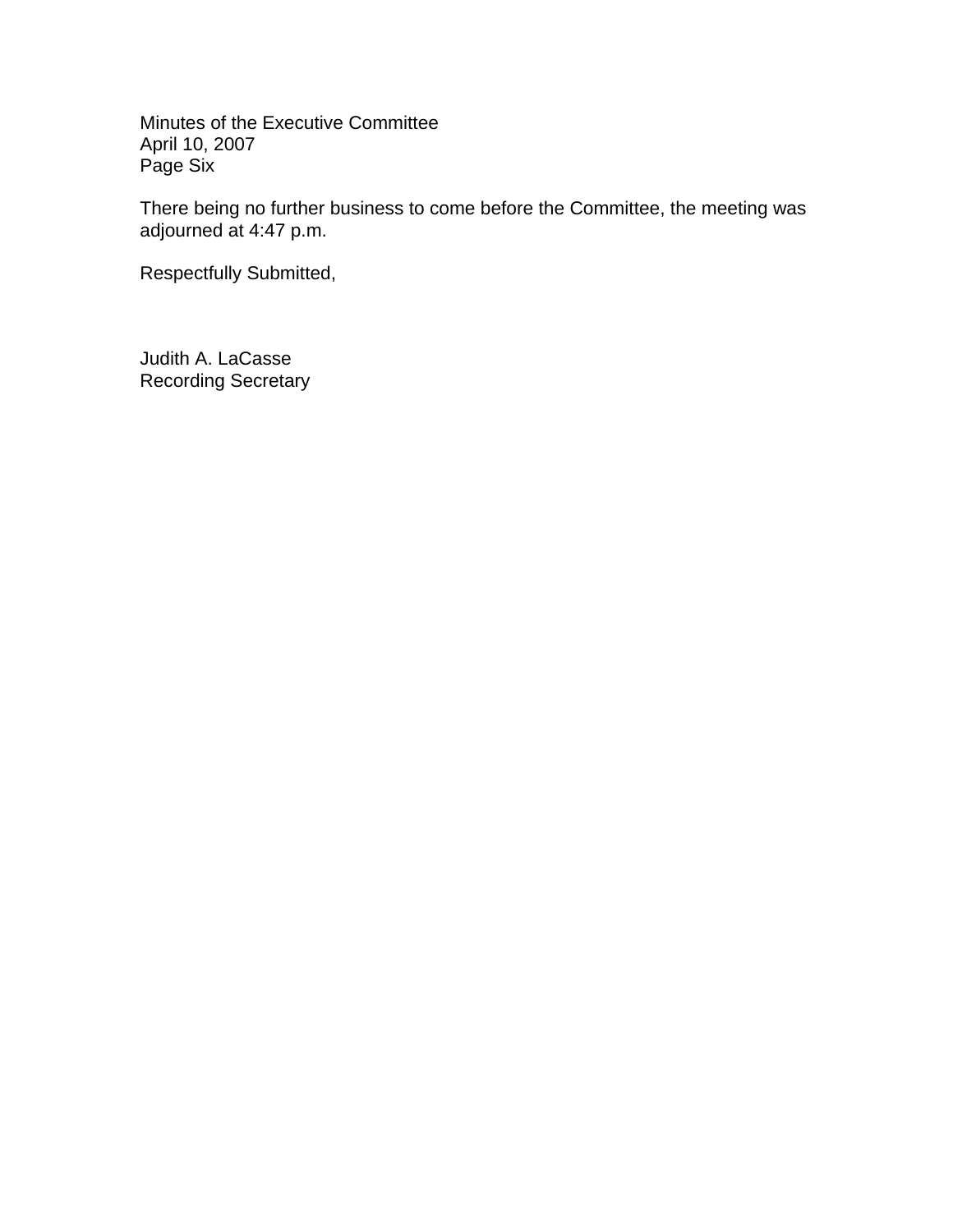There being no further business to come before the Committee, the meeting was adjourned at 4:47 p.m.

Respectfully Submitted,

Judith A. LaCasse
Recording Secretary